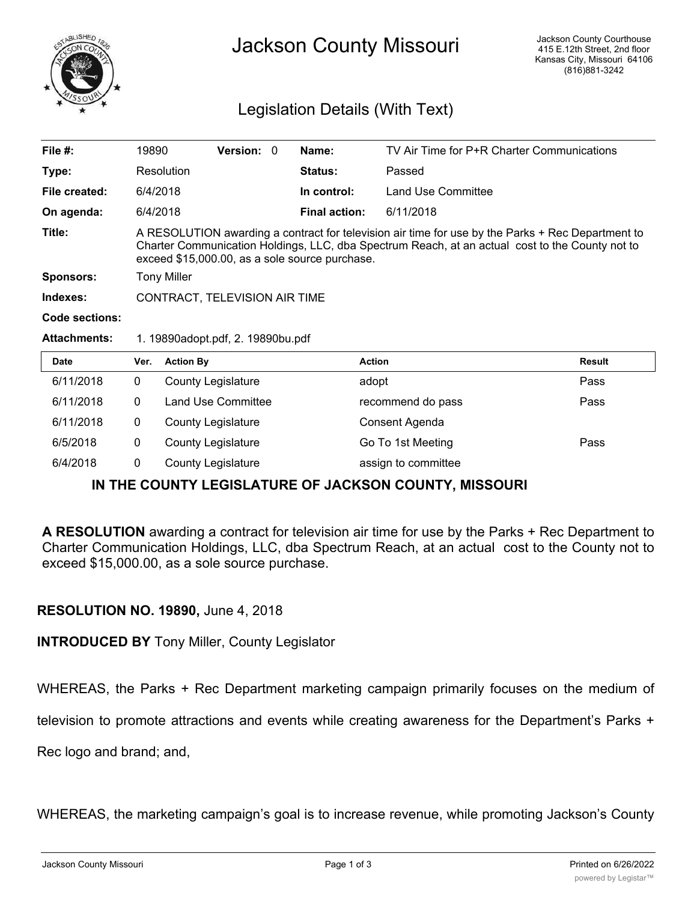# Jackson County Missouri

Jackson County Courthouse
415 E.12th Street, 2nd floor
Kansas City, Missouri 64106
(816)881-3242

## Legislation Details (With Text)

| | | | | | |
|---|---|---|---|---|---|
| **File #:** | 19890 | **Version:** | 0 | **Name:** | TV Air Time for P+R Charter Communications |
| **Type:** | Resolution | | | **Status:** | Passed |
| **File created:** | 6/4/2018 | | | **In control:** | Land Use Committee |
| **On agenda:** | 6/4/2018 | | | **Final action:** | 6/11/2018 |

**Title:** A RESOLUTION awarding a contract for television air time for use by the Parks + Rec Department to Charter Communication Holdings, LLC, dba Spectrum Reach, at an actual cost to the County not to exceed $15,000.00, as a sole source purchase.

**Sponsors:** Tony Miller

**Indexes:** CONTRACT, TELEVISION AIR TIME

**Code sections:**

**Attachments:** 1. 19890adopt.pdf, 2. 19890bu.pdf

| Date | Ver. | Action By | Action | Result |
|---|---|---|---|---|
| 6/11/2018 | 0 | County Legislature | adopt | Pass |
| 6/11/2018 | 0 | Land Use Committee | recommend do pass | Pass |
| 6/11/2018 | 0 | County Legislature | Consent Agenda | |
| 6/5/2018 | 0 | County Legislature | Go To 1st Meeting | Pass |
| 6/4/2018 | 0 | County Legislature | assign to committee | |

### IN THE COUNTY LEGISLATURE OF JACKSON COUNTY, MISSOURI

**A RESOLUTION** awarding a contract for television air time for use by the Parks + Rec Department to Charter Communication Holdings, LLC, dba Spectrum Reach, at an actual cost to the County not to exceed $15,000.00, as a sole source purchase.

**RESOLUTION NO. 19890,** June 4, 2018

**INTRODUCED BY** Tony Miller, County Legislator

WHEREAS, the Parks + Rec Department marketing campaign primarily focuses on the medium of television to promote attractions and events while creating awareness for the Department's Parks + Rec logo and brand; and,

WHEREAS, the marketing campaign's goal is to increase revenue, while promoting Jackson's County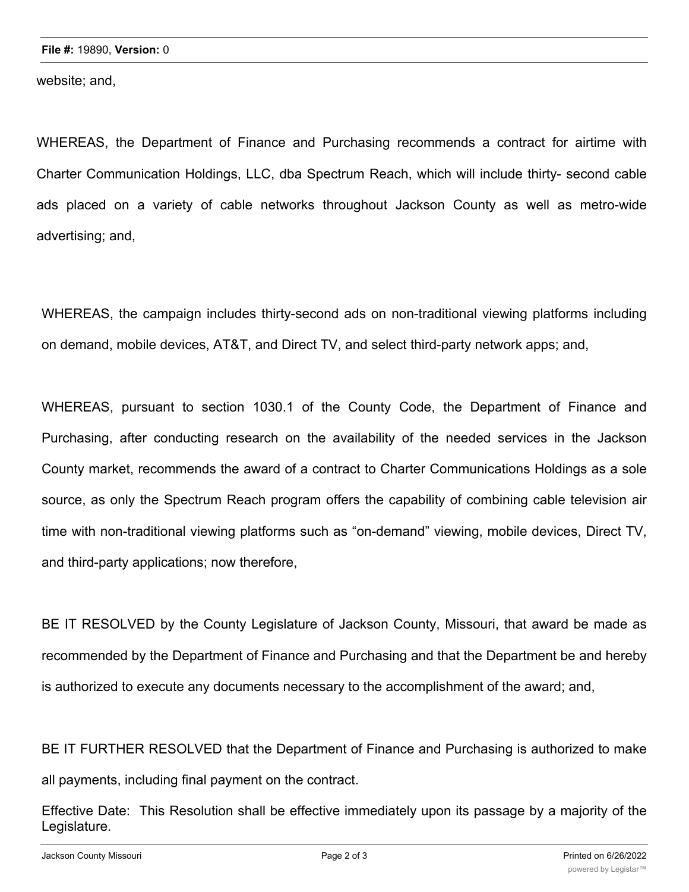website; and,

WHEREAS, the Department of Finance and Purchasing recommends a contract for airtime with Charter Communication Holdings, LLC, dba Spectrum Reach, which will include thirty- second cable ads placed on a variety of cable networks throughout Jackson County as well as metro-wide advertising; and,

WHEREAS, the campaign includes thirty-second ads on non-traditional viewing platforms including on demand, mobile devices, AT&T, and Direct TV, and select third-party network apps; and,

WHEREAS, pursuant to section 1030.1 of the County Code, the Department of Finance and Purchasing, after conducting research on the availability of the needed services in the Jackson County market, recommends the award of a contract to Charter Communications Holdings as a sole source, as only the Spectrum Reach program offers the capability of combining cable television air time with non-traditional viewing platforms such as "on-demand" viewing, mobile devices, Direct TV, and third-party applications; now therefore,

BE IT RESOLVED by the County Legislature of Jackson County, Missouri, that award be made as recommended by the Department of Finance and Purchasing and that the Department be and hereby is authorized to execute any documents necessary to the accomplishment of the award; and,

BE IT FURTHER RESOLVED that the Department of Finance and Purchasing is authorized to make all payments, including final payment on the contract.

Effective Date: This Resolution shall be effective immediately upon its passage by a majority of the Legislature.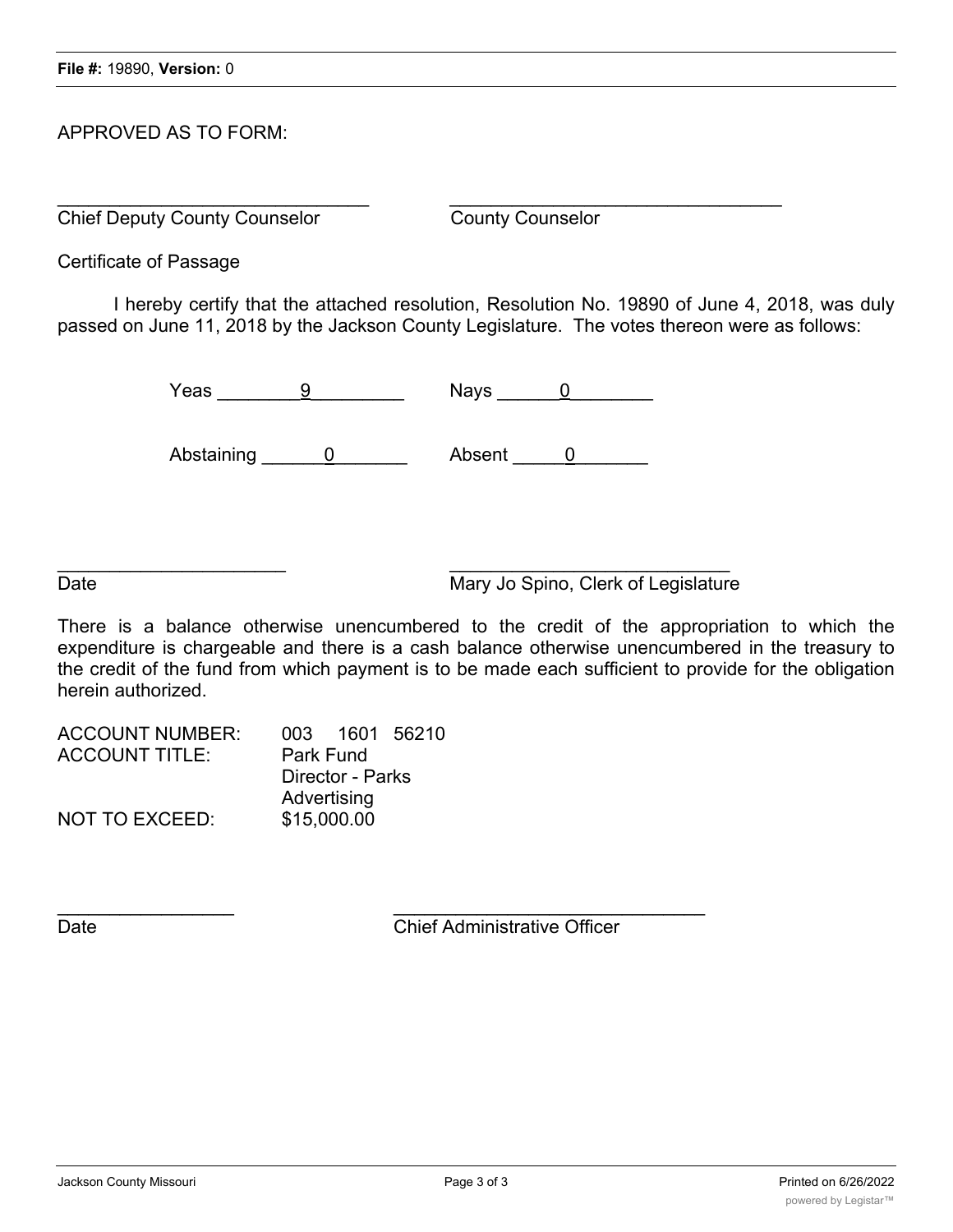APPROVED AS TO FORM:

\_\_\_\_\_\_\_\_\_\_\_\_\_\_\_\_\_\_\_\_\_\_\_\_\_\_\_\_\_\_ \_\_\_\_\_\_\_\_\_\_\_\_\_\_\_\_\_\_\_\_\_\_\_\_\_\_\_\_\_\_\_\_

Chief Deputy County Counselor County Counselor

Certificate of Passage

I hereby certify that the attached resolution, Resolution No. 19890 of June 4, 2018, was duly passed on June 11, 2018 by the Jackson County Legislature. The votes thereon were as follows:

Yeas 9 Nays 0

Abstaining 0 Absent 0

\_\_\_\_\_\_\_\_\_\_\_\_\_\_\_\_\_\_\_\_\_\_ \_\_\_\_\_\_\_\_\_\_\_\_\_\_\_\_\_\_\_\_\_\_\_\_\_\_\_

Date Mary Jo Spino, Clerk of Legislature

There is a balance otherwise unencumbered to the credit of the appropriation to which the expenditure is chargeable and there is a cash balance otherwise unencumbered in the treasury to the credit of the fund from which payment is to be made each sufficient to provide for the obligation herein authorized.

| | |
|---|---|
| ACCOUNT NUMBER: | 003 1601 56210 |
| ACCOUNT TITLE: | Park Fund<br>Director - Parks<br>Advertising |
| NOT TO EXCEED: | $15,000.00 |

\_\_\_\_\_\_\_\_\_\_\_\_\_\_\_\_\_ \_\_\_\_\_\_\_\_\_\_\_\_\_\_\_\_\_\_\_\_\_\_\_\_\_\_\_\_\_\_

Date Chief Administrative Officer